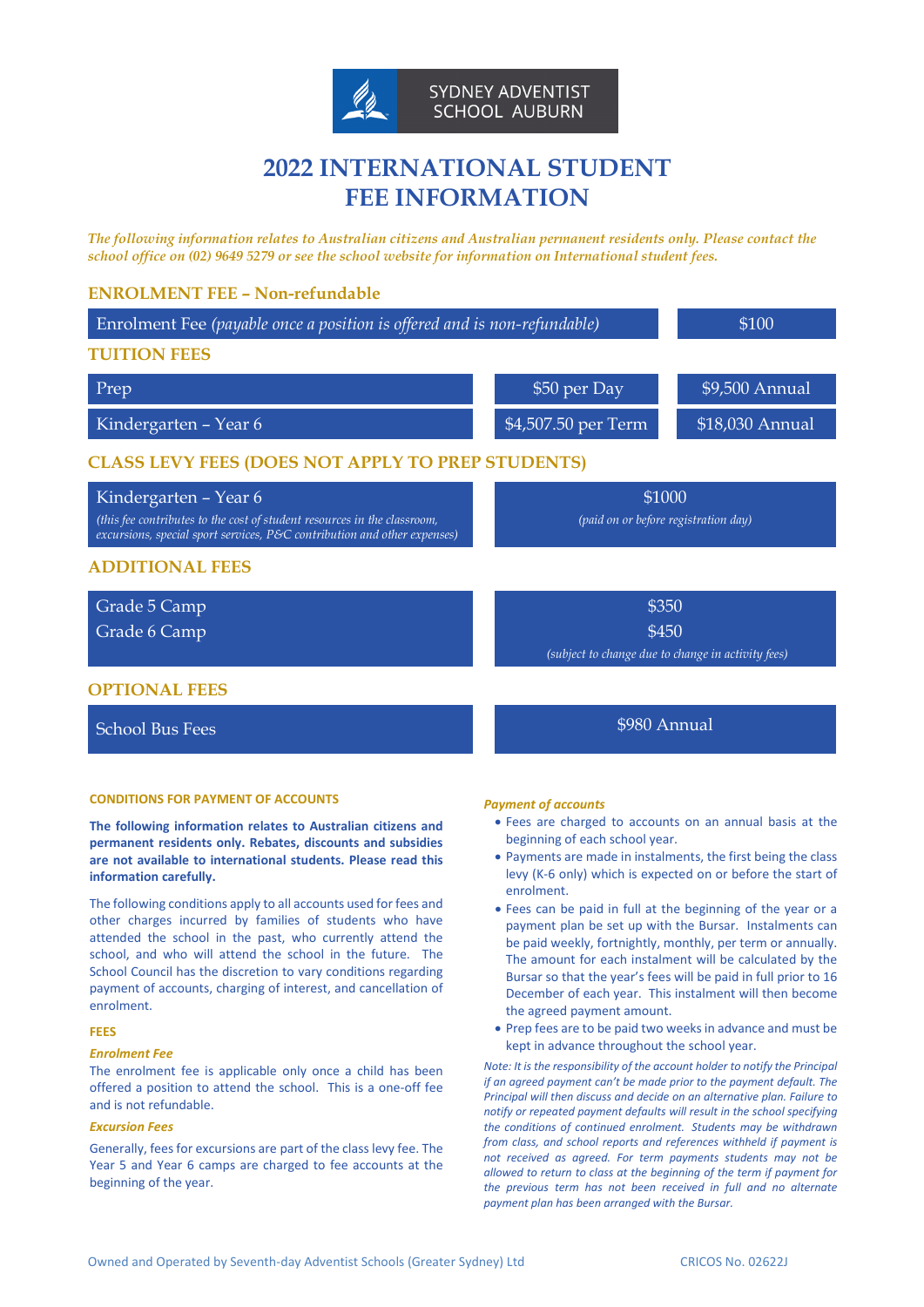SYDNEY ADVENTIST SCHOOL AUBURN

# 2022 INTERNATIONAL STUDENT FEE INFORMATION

*The following information relates to Australian citizens and Australian permanent residents only. Please contact the school office on (02) 9649 5279 or see the school website for information on International student fees.*

## ENROLMENT FEE – Non-refundable

| | |
|---|---|
| Enrolment Fee *(payable once a position is offered and is non-refundable)* | $100 |

## TUITION FEES

| | | |
|---|---|---|
| Prep | $50 per Day | $9,500 Annual |
| Kindergarten – Year 6 | $4,507.50 per Term | $18,030 Annual |

## CLASS LEVY FEES (DOES NOT APPLY TO PREP STUDENTS)

| | |
|---|---|
| Kindergarten – Year 6 *(this fee contributes to the cost of student resources in the classroom, excursions, special sport services, P&C contribution and other expenses)* | $1000 *(paid on or before registration day)* |

## ADDITIONAL FEES

| | |
|---|---|
| Grade 5 Camp | $350 |
| Grade 6 Camp | $450 |
| | *(subject to change due to change in activity fees)* |

## OPTIONAL FEES

| | |
|---|---|
| School Bus Fees | $980 Annual |

### CONDITIONS FOR PAYMENT OF ACCOUNTS

**The following information relates to Australian citizens and permanent residents only. Rebates, discounts and subsidies are not available to international students. Please read this information carefully.**

The following conditions apply to all accounts used for fees and other charges incurred by families of students who have attended the school in the past, who currently attend the school, and who will attend the school in the future. The School Council has the discretion to vary conditions regarding payment of accounts, charging of interest, and cancellation of enrolment.

#### FEES

***Enrolment Fee***

The enrolment fee is applicable only once a child has been offered a position to attend the school. This is a one-off fee and is not refundable.

***Excursion Fees***

Generally, fees for excursions are part of the class levy fee. The Year 5 and Year 6 camps are charged to fee accounts at the beginning of the year.

***Payment of accounts***

- Fees are charged to accounts on an annual basis at the beginning of each school year.
- Payments are made in instalments, the first being the class levy (K-6 only) which is expected on or before the start of enrolment.
- Fees can be paid in full at the beginning of the year or a payment plan be set up with the Bursar. Instalments can be paid weekly, fortnightly, monthly, per term or annually. The amount for each instalment will be calculated by the Bursar so that the year's fees will be paid in full prior to 16 December of each year. This instalment will then become the agreed payment amount.
- Prep fees are to be paid two weeks in advance and must be kept in advance throughout the school year.

*Note: It is the responsibility of the account holder to notify the Principal if an agreed payment can't be made prior to the payment default. The Principal will then discuss and decide on an alternative plan. Failure to notify or repeated payment defaults will result in the school specifying the conditions of continued enrolment. Students may be withdrawn from class, and school reports and references withheld if payment is not received as agreed. For term payments students may not be allowed to return to class at the beginning of the term if payment for the previous term has not been received in full and no alternate payment plan has been arranged with the Bursar.*

Owned and Operated by Seventh-day Adventist Schools (Greater Sydney) Ltd CRICOS No. 02622J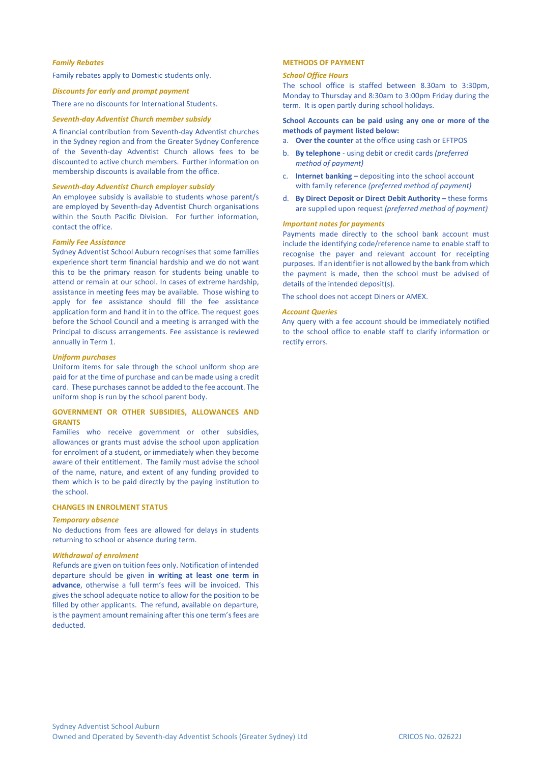### *Family Rebates*

Family rebates apply to Domestic students only.

### *Discounts for early and prompt payment*

There are no discounts for International Students.

### *Seventh-day Adventist Church member subsidy*

A financial contribution from Seventh-day Adventist churches in the Sydney region and from the Greater Sydney Conference of the Seventh-day Adventist Church allows fees to be discounted to active church members. Further information on membership discounts is available from the office.

### *Seventh-day Adventist Church employer subsidy*

An employee subsidy is available to students whose parent/s are employed by Seventh-day Adventist Church organisations within the South Pacific Division. For further information, contact the office.

### *Family Fee Assistance*

Sydney Adventist School Auburn recognises that some families experience short term financial hardship and we do not want this to be the primary reason for students being unable to attend or remain at our school. In cases of extreme hardship, assistance in meeting fees may be available. Those wishing to apply for fee assistance should fill the fee assistance application form and hand it in to the office. The request goes before the School Council and a meeting is arranged with the Principal to discuss arrangements. Fee assistance is reviewed annually in Term 1.

### *Uniform purchases*

Uniform items for sale through the school uniform shop are paid for at the time of purchase and can be made using a credit card. These purchases cannot be added to the fee account. The uniform shop is run by the school parent body.

## GOVERNMENT OR OTHER SUBSIDIES, ALLOWANCES AND GRANTS

Families who receive government or other subsidies, allowances or grants must advise the school upon application for enrolment of a student, or immediately when they become aware of their entitlement. The family must advise the school of the name, nature, and extent of any funding provided to them which is to be paid directly by the paying institution to the school.

## CHANGES IN ENROLMENT STATUS

### *Temporary absence*

No deductions from fees are allowed for delays in students returning to school or absence during term.

### *Withdrawal of enrolment*

Refunds are given on tuition fees only. Notification of intended departure should be given **in writing at least one term in advance**, otherwise a full term's fees will be invoiced. This gives the school adequate notice to allow for the position to be filled by other applicants. The refund, available on departure, is the payment amount remaining after this one term's fees are deducted.

## METHODS OF PAYMENT

### *School Office Hours*

The school office is staffed between 8.30am to 3:30pm, Monday to Thursday and 8:30am to 3:00pm Friday during the term. It is open partly during school holidays.

**School Accounts can be paid using any one or more of the methods of payment listed below:**

a. **Over the counter** at the office using cash or EFTPOS
b. **By telephone** - using debit or credit cards *(preferred method of payment)*
c. **Internet banking –** depositing into the school account with family reference *(preferred method of payment)*
d. **By Direct Deposit or Direct Debit Authority –** these forms are supplied upon request *(preferred method of payment)*

### *Important notes for payments*

Payments made directly to the school bank account must include the identifying code/reference name to enable staff to recognise the payer and relevant account for receipting purposes. If an identifier is not allowed by the bank from which the payment is made, then the school must be advised of details of the intended deposit(s).

The school does not accept Diners or AMEX.

### *Account Queries*

Any query with a fee account should be immediately notified to the school office to enable staff to clarify information or rectify errors.